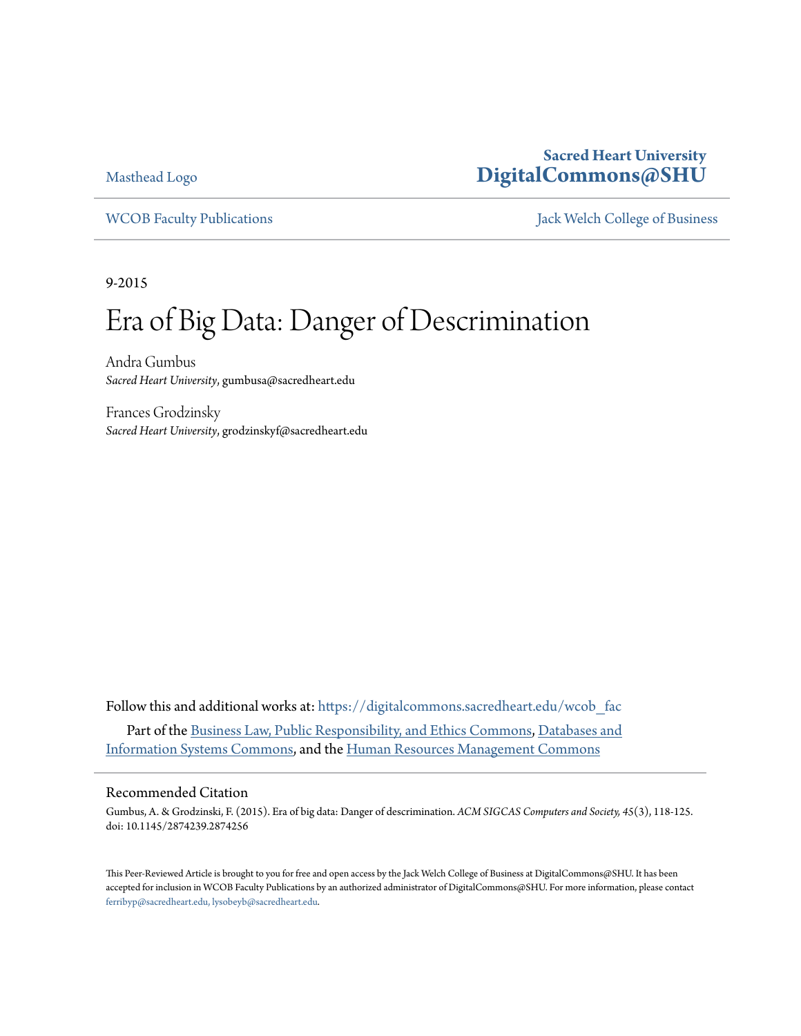Masthead Logo

**Sacred Heart University**
**DigitalCommons@SHU**

WCOB Faculty Publications | Jack Welch College of Business

9-2015

# Era of Big Data: Danger of Descrimination

Andra Gumbus
*Sacred Heart University*, gumbusa@sacredheart.edu

Frances Grodzinsky
*Sacred Heart University*, grodzinskyf@sacredheart.edu

Follow this and additional works at: https://digitalcommons.sacredheart.edu/wcob_fac

Part of the Business Law, Public Responsibility, and Ethics Commons, Databases and Information Systems Commons, and the Human Resources Management Commons

## Recommended Citation

Gumbus, A. & Grodzinski, F. (2015). Era of big data: Danger of descrimination. *ACM SIGCAS Computers and Society, 45*(3), 118-125. doi: 10.1145/2874239.2874256

This Peer-Reviewed Article is brought to you for free and open access by the Jack Welch College of Business at DigitalCommons@SHU. It has been accepted for inclusion in WCOB Faculty Publications by an authorized administrator of DigitalCommons@SHU. For more information, please contact ferribyp@sacredheart.edu, lysobeyb@sacredheart.edu.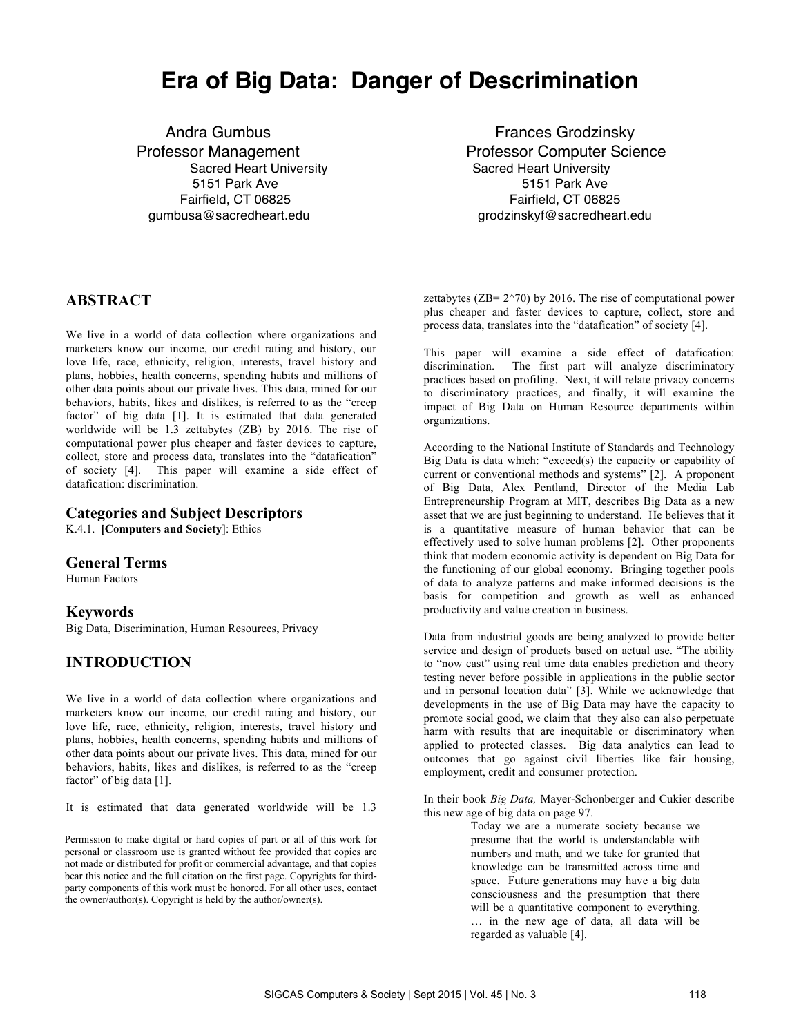# Era of Big Data: Danger of Descrimination

Andra Gumbus
Professor Management
Sacred Heart University
5151 Park Ave
Fairfield, CT 06825
gumbusa@sacredheart.edu

Frances Grodzinsky
Professor Computer Science
Sacred Heart University
5151 Park Ave
Fairfield, CT 06825
grodzinskyf@sacredheart.edu

## ABSTRACT

We live in a world of data collection where organizations and marketers know our income, our credit rating and history, our love life, race, ethnicity, religion, interests, travel history and plans, hobbies, health concerns, spending habits and millions of other data points about our private lives. This data, mined for our behaviors, habits, likes and dislikes, is referred to as the "creep factor" of big data [1]. It is estimated that data generated worldwide will be 1.3 zettabytes (ZB) by 2016. The rise of computational power plus cheaper and faster devices to capture, collect, store and process data, translates into the "datafication" of society [4]. This paper will examine a side effect of datafication: discrimination.

### Categories and Subject Descriptors

K.4.1. **[Computers and Society]**: Ethics

### General Terms

Human Factors

### Keywords

Big Data, Discrimination, Human Resources, Privacy

## INTRODUCTION

We live in a world of data collection where organizations and marketers know our income, our credit rating and history, our love life, race, ethnicity, religion, interests, travel history and plans, hobbies, health concerns, spending habits and millions of other data points about our private lives. This data, mined for our behaviors, habits, likes and dislikes, is referred to as the "creep factor" of big data [1].

It is estimated that data generated worldwide will be 1.3 zettabytes (ZB= $2^{70}$) by 2016. The rise of computational power plus cheaper and faster devices to capture, collect, store and process data, translates into the "datafication" of society [4].

This paper will examine a side effect of datafication: discrimination. The first part will analyze discriminatory practices based on profiling. Next, it will relate privacy concerns to discriminatory practices, and finally, it will examine the impact of Big Data on Human Resource departments within organizations.

According to the National Institute of Standards and Technology Big Data is data which: "exceed(s) the capacity or capability of current or conventional methods and systems" [2]. A proponent of Big Data, Alex Pentland, Director of the Media Lab Entrepreneurship Program at MIT, describes Big Data as a new asset that we are just beginning to understand. He believes that it is a quantitative measure of human behavior that can be effectively used to solve human problems [2]. Other proponents think that modern economic activity is dependent on Big Data for the functioning of our global economy. Bringing together pools of data to analyze patterns and make informed decisions is the basis for competition and growth as well as enhanced productivity and value creation in business.

Data from industrial goods are being analyzed to provide better service and design of products based on actual use. "The ability to "now cast" using real time data enables prediction and theory testing never before possible in applications in the public sector and in personal location data" [3]. While we acknowledge that developments in the use of Big Data may have the capacity to promote social good, we claim that they also can also perpetuate harm with results that are inequitable or discriminatory when applied to protected classes. Big data analytics can lead to outcomes that go against civil liberties like fair housing, employment, credit and consumer protection.

In their book *Big Data,* Mayer-Schonberger and Cukier describe this new age of big data on page 97.

> Today we are a numerate society because we presume that the world is understandable with numbers and math, and we take for granted that knowledge can be transmitted across time and space. Future generations may have a big data consciousness and the presumption that there will be a quantitative component to everything. … in the new age of data, all data will be regarded as valuable [4].

Permission to make digital or hard copies of part or all of this work for personal or classroom use is granted without fee provided that copies are not made or distributed for profit or commercial advantage, and that copies bear this notice and the full citation on the first page. Copyrights for third-party components of this work must be honored. For all other uses, contact the owner/author(s). Copyright is held by the author/owner(s).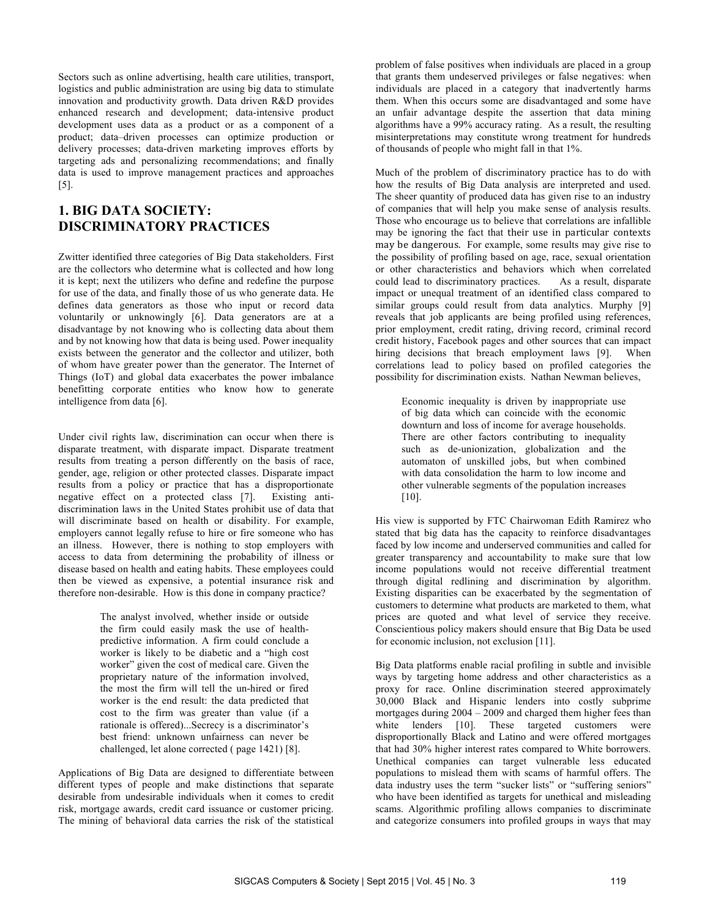Sectors such as online advertising, health care utilities, transport, logistics and public administration are using big data to stimulate innovation and productivity growth. Data driven R&D provides enhanced research and development; data-intensive product development uses data as a product or as a component of a product; data–driven processes can optimize production or delivery processes; data-driven marketing improves efforts by targeting ads and personalizing recommendations; and finally data is used to improve management practices and approaches [5].

## 1. BIG DATA SOCIETY: DISCRIMINATORY PRACTICES

Zwitter identified three categories of Big Data stakeholders. First are the collectors who determine what is collected and how long it is kept; next the utilizers who define and redefine the purpose for use of the data, and finally those of us who generate data. He defines data generators as those who input or record data voluntarily or unknowingly [6]. Data generators are at a disadvantage by not knowing who is collecting data about them and by not knowing how that data is being used. Power inequality exists between the generator and the collector and utilizer, both of whom have greater power than the generator. The Internet of Things (IoT) and global data exacerbates the power imbalance benefitting corporate entities who know how to generate intelligence from data [6].

Under civil rights law, discrimination can occur when there is disparate treatment, with disparate impact. Disparate treatment results from treating a person differently on the basis of race, gender, age, religion or other protected classes. Disparate impact results from a policy or practice that has a disproportionate negative effect on a protected class [7]. Existing anti-discrimination laws in the United States prohibit use of data that will discriminate based on health or disability. For example, employers cannot legally refuse to hire or fire someone who has an illness. However, there is nothing to stop employers with access to data from determining the probability of illness or disease based on health and eating habits. These employees could then be viewed as expensive, a potential insurance risk and therefore non-desirable. How is this done in company practice?

> The analyst involved, whether inside or outside the firm could easily mask the use of health-predictive information. A firm could conclude a worker is likely to be diabetic and a "high cost worker" given the cost of medical care. Given the proprietary nature of the information involved, the most the firm will tell the un-hired or fired worker is the end result: the data predicted that cost to the firm was greater than value (if a rationale is offered)...Secrecy is a discriminator's best friend: unknown unfairness can never be challenged, let alone corrected ( page 1421) [8].

Applications of Big Data are designed to differentiate between different types of people and make distinctions that separate desirable from undesirable individuals when it comes to credit risk, mortgage awards, credit card issuance or customer pricing. The mining of behavioral data carries the risk of the statistical problem of false positives when individuals are placed in a group that grants them undeserved privileges or false negatives: when individuals are placed in a category that inadvertently harms them. When this occurs some are disadvantaged and some have an unfair advantage despite the assertion that data mining algorithms have a 99% accuracy rating. As a result, the resulting misinterpretations may constitute wrong treatment for hundreds of thousands of people who might fall in that 1%.

Much of the problem of discriminatory practice has to do with how the results of Big Data analysis are interpreted and used. The sheer quantity of produced data has given rise to an industry of companies that will help you make sense of analysis results. Those who encourage us to believe that correlations are infallible may be ignoring the fact that their use in particular contexts may be dangerous. For example, some results may give rise to the possibility of profiling based on age, race, sexual orientation or other characteristics and behaviors which when correlated could lead to discriminatory practices. As a result, disparate impact or unequal treatment of an identified class compared to similar groups could result from data analytics. Murphy [9] reveals that job applicants are being profiled using references, prior employment, credit rating, driving record, criminal record credit history, Facebook pages and other sources that can impact hiring decisions that breach employment laws [9]. When correlations lead to policy based on profiled categories the possibility for discrimination exists. Nathan Newman believes,

> Economic inequality is driven by inappropriate use of big data which can coincide with the economic downturn and loss of income for average households. There are other factors contributing to inequality such as de-unionization, globalization and the automaton of unskilled jobs, but when combined with data consolidation the harm to low income and other vulnerable segments of the population increases [10].

His view is supported by FTC Chairwoman Edith Ramirez who stated that big data has the capacity to reinforce disadvantages faced by low income and underserved communities and called for greater transparency and accountability to make sure that low income populations would not receive differential treatment through digital redlining and discrimination by algorithm. Existing disparities can be exacerbated by the segmentation of customers to determine what products are marketed to them, what prices are quoted and what level of service they receive. Conscientious policy makers should ensure that Big Data be used for economic inclusion, not exclusion [11].

Big Data platforms enable racial profiling in subtle and invisible ways by targeting home address and other characteristics as a proxy for race. Online discrimination steered approximately 30,000 Black and Hispanic lenders into costly subprime mortgages during 2004 – 2009 and charged them higher fees than white lenders [10]. These targeted customers were disproportionally Black and Latino and were offered mortgages that had 30% higher interest rates compared to White borrowers. Unethical companies can target vulnerable less educated populations to mislead them with scams of harmful offers. The data industry uses the term "sucker lists" or "suffering seniors" who have been identified as targets for unethical and misleading scams. Algorithmic profiling allows companies to discriminate and categorize consumers into profiled groups in ways that may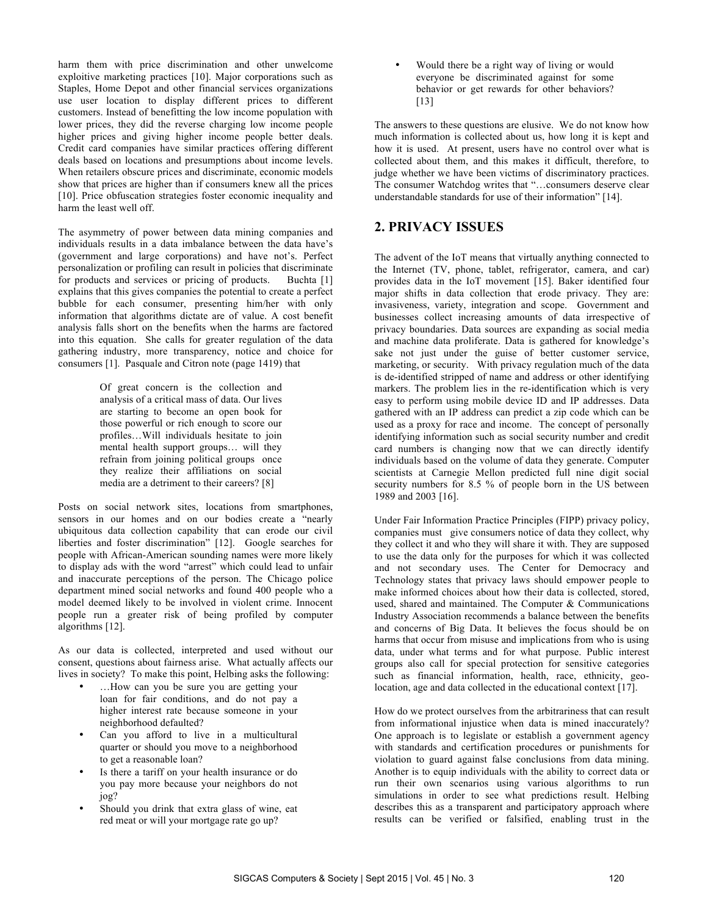harm them with price discrimination and other unwelcome exploitive marketing practices [10]. Major corporations such as Staples, Home Depot and other financial services organizations use user location to display different prices to different customers. Instead of benefitting the low income population with lower prices, they did the reverse charging low income people higher prices and giving higher income people better deals. Credit card companies have similar practices offering different deals based on locations and presumptions about income levels. When retailers obscure prices and discriminate, economic models show that prices are higher than if consumers knew all the prices [10]. Price obfuscation strategies foster economic inequality and harm the least well off.

The asymmetry of power between data mining companies and individuals results in a data imbalance between the data have's (government and large corporations) and have not's. Perfect personalization or profiling can result in policies that discriminate for products and services or pricing of products. Buchta [1] explains that this gives companies the potential to create a perfect bubble for each consumer, presenting him/her with only information that algorithms dictate are of value. A cost benefit analysis falls short on the benefits when the harms are factored into this equation. She calls for greater regulation of the data gathering industry, more transparency, notice and choice for consumers [1]. Pasquale and Citron note (page 1419) that

> Of great concern is the collection and analysis of a critical mass of data. Our lives are starting to become an open book for those powerful or rich enough to score our profiles…Will individuals hesitate to join mental health support groups… will they refrain from joining political groups once they realize their affiliations on social media are a detriment to their careers? [8]

Posts on social network sites, locations from smartphones, sensors in our homes and on our bodies create a "nearly ubiquitous data collection capability that can erode our civil liberties and foster discrimination" [12]. Google searches for people with African-American sounding names were more likely to display ads with the word "arrest" which could lead to unfair and inaccurate perceptions of the person. The Chicago police department mined social networks and found 400 people who a model deemed likely to be involved in violent crime. Innocent people run a greater risk of being profiled by computer algorithms [12].

As our data is collected, interpreted and used without our consent, questions about fairness arise. What actually affects our lives in society? To make this point, Helbing asks the following:

- …How can you be sure you are getting your loan for fair conditions, and do not pay a higher interest rate because someone in your neighborhood defaulted?
- Can you afford to live in a multicultural quarter or should you move to a neighborhood to get a reasonable loan?
- Is there a tariff on your health insurance or do you pay more because your neighbors do not jog?
- Should you drink that extra glass of wine, eat red meat or will your mortgage rate go up?
- Would there be a right way of living or would everyone be discriminated against for some behavior or get rewards for other behaviors? [13]

The answers to these questions are elusive. We do not know how much information is collected about us, how long it is kept and how it is used. At present, users have no control over what is collected about them, and this makes it difficult, therefore, to judge whether we have been victims of discriminatory practices. The consumer Watchdog writes that "…consumers deserve clear understandable standards for use of their information" [14].

## 2. PRIVACY ISSUES

The advent of the IoT means that virtually anything connected to the Internet (TV, phone, tablet, refrigerator, camera, and car) provides data in the IoT movement [15]. Baker identified four major shifts in data collection that erode privacy. They are: invasiveness, variety, integration and scope. Government and businesses collect increasing amounts of data irrespective of privacy boundaries. Data sources are expanding as social media and machine data proliferate. Data is gathered for knowledge's sake not just under the guise of better customer service, marketing, or security. With privacy regulation much of the data is de-identified stripped of name and address or other identifying markers. The problem lies in the re-identification which is very easy to perform using mobile device ID and IP addresses. Data gathered with an IP address can predict a zip code which can be used as a proxy for race and income. The concept of personally identifying information such as social security number and credit card numbers is changing now that we can directly identify individuals based on the volume of data they generate. Computer scientists at Carnegie Mellon predicted full nine digit social security numbers for 8.5 % of people born in the US between 1989 and 2003 [16].

Under Fair Information Practice Principles (FIPP) privacy policy, companies must give consumers notice of data they collect, why they collect it and who they will share it with. They are supposed to use the data only for the purposes for which it was collected and not secondary uses. The Center for Democracy and Technology states that privacy laws should empower people to make informed choices about how their data is collected, stored, used, shared and maintained. The Computer & Communications Industry Association recommends a balance between the benefits and concerns of Big Data. It believes the focus should be on harms that occur from misuse and implications from who is using data, under what terms and for what purpose. Public interest groups also call for special protection for sensitive categories such as financial information, health, race, ethnicity, geo-location, age and data collected in the educational context [17].

How do we protect ourselves from the arbitrariness that can result from informational injustice when data is mined inaccurately? One approach is to legislate or establish a government agency with standards and certification procedures or punishments for violation to guard against false conclusions from data mining. Another is to equip individuals with the ability to correct data or run their own scenarios using various algorithms to run simulations in order to see what predictions result. Helbing describes this as a transparent and participatory approach where results can be verified or falsified, enabling trust in the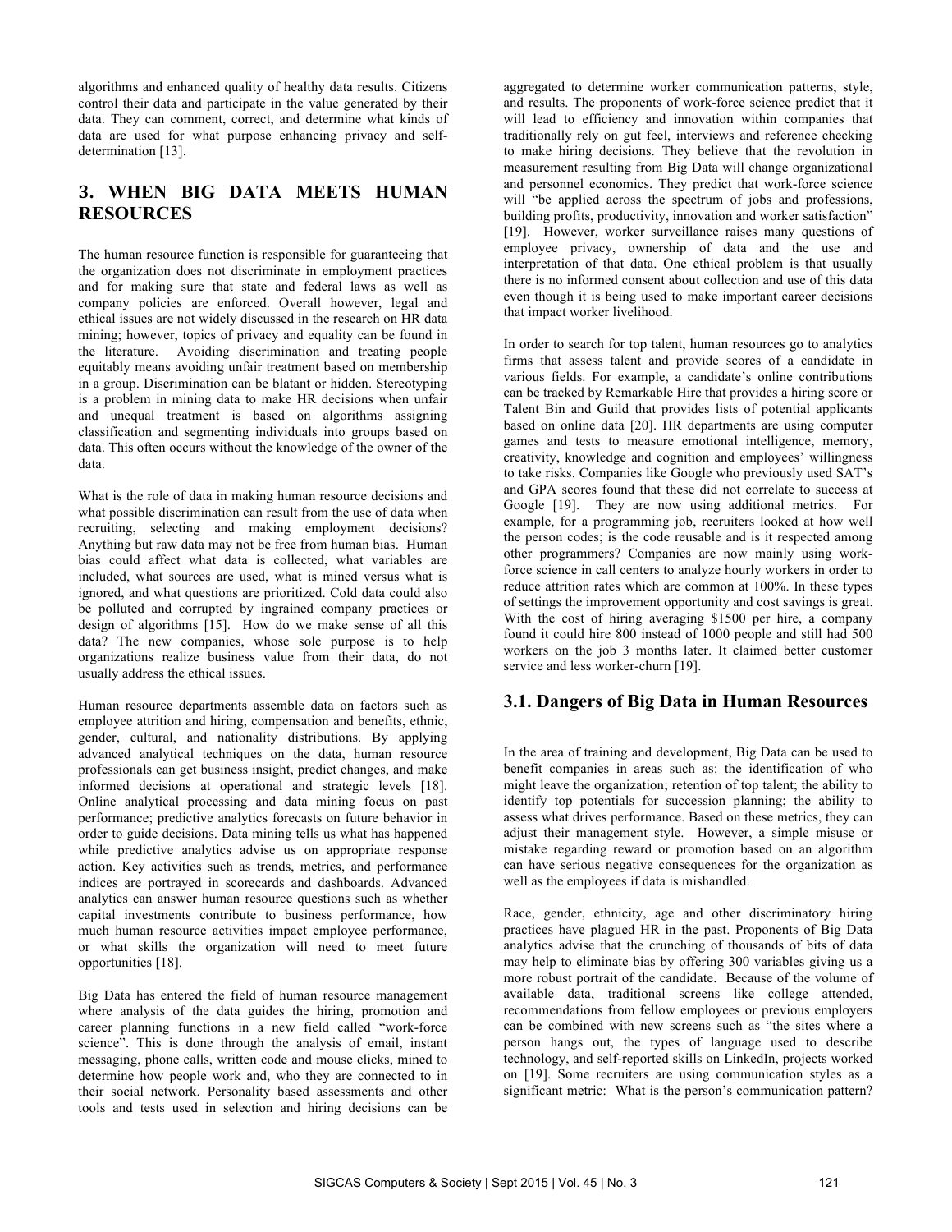algorithms and enhanced quality of healthy data results. Citizens control their data and participate in the value generated by their data. They can comment, correct, and determine what kinds of data are used for what purpose enhancing privacy and self-determination [13].

## 3. WHEN BIG DATA MEETS HUMAN RESOURCES

The human resource function is responsible for guaranteeing that the organization does not discriminate in employment practices and for making sure that state and federal laws as well as company policies are enforced. Overall however, legal and ethical issues are not widely discussed in the research on HR data mining; however, topics of privacy and equality can be found in the literature. Avoiding discrimination and treating people equitably means avoiding unfair treatment based on membership in a group. Discrimination can be blatant or hidden. Stereotyping is a problem in mining data to make HR decisions when unfair and unequal treatment is based on algorithms assigning classification and segmenting individuals into groups based on data. This often occurs without the knowledge of the owner of the data.

What is the role of data in making human resource decisions and what possible discrimination can result from the use of data when recruiting, selecting and making employment decisions? Anything but raw data may not be free from human bias. Human bias could affect what data is collected, what variables are included, what sources are used, what is mined versus what is ignored, and what questions are prioritized. Cold data could also be polluted and corrupted by ingrained company practices or design of algorithms [15]. How do we make sense of all this data? The new companies, whose sole purpose is to help organizations realize business value from their data, do not usually address the ethical issues.

Human resource departments assemble data on factors such as employee attrition and hiring, compensation and benefits, ethnic, gender, cultural, and nationality distributions. By applying advanced analytical techniques on the data, human resource professionals can get business insight, predict changes, and make informed decisions at operational and strategic levels [18]. Online analytical processing and data mining focus on past performance; predictive analytics forecasts on future behavior in order to guide decisions. Data mining tells us what has happened while predictive analytics advise us on appropriate response action. Key activities such as trends, metrics, and performance indices are portrayed in scorecards and dashboards. Advanced analytics can answer human resource questions such as whether capital investments contribute to business performance, how much human resource activities impact employee performance, or what skills the organization will need to meet future opportunities [18].

Big Data has entered the field of human resource management where analysis of the data guides the hiring, promotion and career planning functions in a new field called "work-force science". This is done through the analysis of email, instant messaging, phone calls, written code and mouse clicks, mined to determine how people work and, who they are connected to in their social network. Personality based assessments and other tools and tests used in selection and hiring decisions can be aggregated to determine worker communication patterns, style, and results. The proponents of work-force science predict that it will lead to efficiency and innovation within companies that traditionally rely on gut feel, interviews and reference checking to make hiring decisions. They believe that the revolution in measurement resulting from Big Data will change organizational and personnel economics. They predict that work-force science will "be applied across the spectrum of jobs and professions, building profits, productivity, innovation and worker satisfaction" [19]. However, worker surveillance raises many questions of employee privacy, ownership of data and the use and interpretation of that data. One ethical problem is that usually there is no informed consent about collection and use of this data even though it is being used to make important career decisions that impact worker livelihood.

In order to search for top talent, human resources go to analytics firms that assess talent and provide scores of a candidate in various fields. For example, a candidate's online contributions can be tracked by Remarkable Hire that provides a hiring score or Talent Bin and Guild that provides lists of potential applicants based on online data [20]. HR departments are using computer games and tests to measure emotional intelligence, memory, creativity, knowledge and cognition and employees' willingness to take risks. Companies like Google who previously used SAT's and GPA scores found that these did not correlate to success at Google [19]. They are now using additional metrics. For example, for a programming job, recruiters looked at how well the person codes; is the code reusable and is it respected among other programmers? Companies are now mainly using work-force science in call centers to analyze hourly workers in order to reduce attrition rates which are common at 100%. In these types of settings the improvement opportunity and cost savings is great. With the cost of hiring averaging $1500 per hire, a company found it could hire 800 instead of 1000 people and still had 500 workers on the job 3 months later. It claimed better customer service and less worker-churn [19].

### 3.1. Dangers of Big Data in Human Resources

In the area of training and development, Big Data can be used to benefit companies in areas such as: the identification of who might leave the organization; retention of top talent; the ability to identify top potentials for succession planning; the ability to assess what drives performance. Based on these metrics, they can adjust their management style. However, a simple misuse or mistake regarding reward or promotion based on an algorithm can have serious negative consequences for the organization as well as the employees if data is mishandled.

Race, gender, ethnicity, age and other discriminatory hiring practices have plagued HR in the past. Proponents of Big Data analytics advise that the crunching of thousands of bits of data may help to eliminate bias by offering 300 variables giving us a more robust portrait of the candidate. Because of the volume of available data, traditional screens like college attended, recommendations from fellow employees or previous employers can be combined with new screens such as "the sites where a person hangs out, the types of language used to describe technology, and self-reported skills on LinkedIn, projects worked on [19]. Some recruiters are using communication styles as a significant metric: What is the person's communication pattern?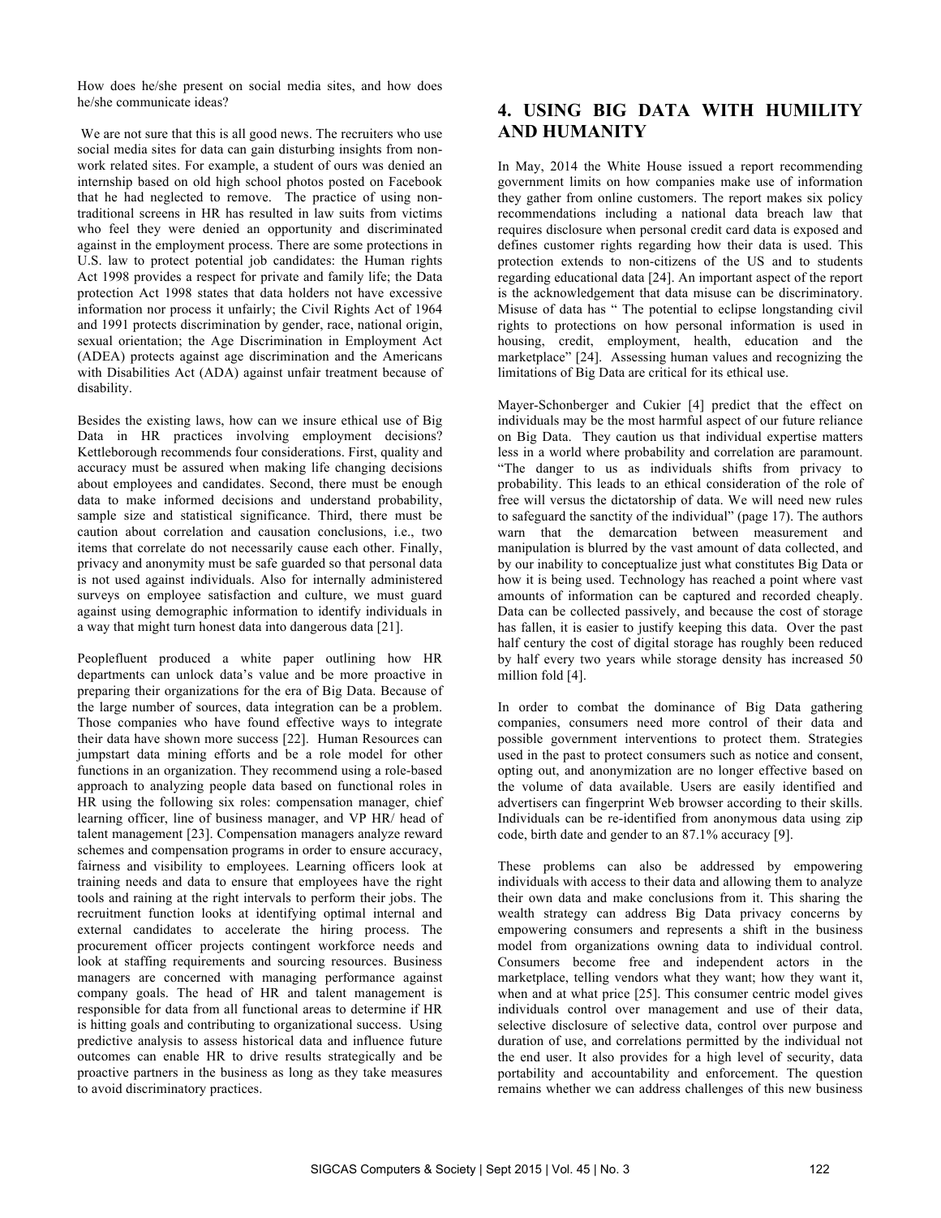How does he/she present on social media sites, and how does he/she communicate ideas?

We are not sure that this is all good news. The recruiters who use social media sites for data can gain disturbing insights from non-work related sites. For example, a student of ours was denied an internship based on old high school photos posted on Facebook that he had neglected to remove. The practice of using non-traditional screens in HR has resulted in law suits from victims who feel they were denied an opportunity and discriminated against in the employment process. There are some protections in U.S. law to protect potential job candidates: the Human rights Act 1998 provides a respect for private and family life; the Data protection Act 1998 states that data holders not have excessive information nor process it unfairly; the Civil Rights Act of 1964 and 1991 protects discrimination by gender, race, national origin, sexual orientation; the Age Discrimination in Employment Act (ADEA) protects against age discrimination and the Americans with Disabilities Act (ADA) against unfair treatment because of disability.

Besides the existing laws, how can we insure ethical use of Big Data in HR practices involving employment decisions? Kettleborough recommends four considerations. First, quality and accuracy must be assured when making life changing decisions about employees and candidates. Second, there must be enough data to make informed decisions and understand probability, sample size and statistical significance. Third, there must be caution about correlation and causation conclusions, i.e., two items that correlate do not necessarily cause each other. Finally, privacy and anonymity must be safe guarded so that personal data is not used against individuals. Also for internally administered surveys on employee satisfaction and culture, we must guard against using demographic information to identify individuals in a way that might turn honest data into dangerous data [21].

Peoplefluent produced a white paper outlining how HR departments can unlock data's value and be more proactive in preparing their organizations for the era of Big Data. Because of the large number of sources, data integration can be a problem. Those companies who have found effective ways to integrate their data have shown more success [22]. Human Resources can jumpstart data mining efforts and be a role model for other functions in an organization. They recommend using a role-based approach to analyzing people data based on functional roles in HR using the following six roles: compensation manager, chief learning officer, line of business manager, and VP HR/ head of talent management [23]. Compensation managers analyze reward schemes and compensation programs in order to ensure accuracy, fairness and visibility to employees. Learning officers look at training needs and data to ensure that employees have the right tools and raining at the right intervals to perform their jobs. The recruitment function looks at identifying optimal internal and external candidates to accelerate the hiring process. The procurement officer projects contingent workforce needs and look at staffing requirements and sourcing resources. Business managers are concerned with managing performance against company goals. The head of HR and talent management is responsible for data from all functional areas to determine if HR is hitting goals and contributing to organizational success. Using predictive analysis to assess historical data and influence future outcomes can enable HR to drive results strategically and be proactive partners in the business as long as they take measures to avoid discriminatory practices.

## 4. USING BIG DATA WITH HUMILITY AND HUMANITY

In May, 2014 the White House issued a report recommending government limits on how companies make use of information they gather from online customers. The report makes six policy recommendations including a national data breach law that requires disclosure when personal credit card data is exposed and defines customer rights regarding how their data is used. This protection extends to non-citizens of the US and to students regarding educational data [24]. An important aspect of the report is the acknowledgement that data misuse can be discriminatory. Misuse of data has " The potential to eclipse longstanding civil rights to protections on how personal information is used in housing, credit, employment, health, education and the marketplace" [24]. Assessing human values and recognizing the limitations of Big Data are critical for its ethical use.

Mayer-Schonberger and Cukier [4] predict that the effect on individuals may be the most harmful aspect of our future reliance on Big Data. They caution us that individual expertise matters less in a world where probability and correlation are paramount. "The danger to us as individuals shifts from privacy to probability. This leads to an ethical consideration of the role of free will versus the dictatorship of data. We will need new rules to safeguard the sanctity of the individual" (page 17). The authors warn that the demarcation between measurement and manipulation is blurred by the vast amount of data collected, and by our inability to conceptualize just what constitutes Big Data or how it is being used. Technology has reached a point where vast amounts of information can be captured and recorded cheaply. Data can be collected passively, and because the cost of storage has fallen, it is easier to justify keeping this data. Over the past half century the cost of digital storage has roughly been reduced by half every two years while storage density has increased 50 million fold [4].

In order to combat the dominance of Big Data gathering companies, consumers need more control of their data and possible government interventions to protect them. Strategies used in the past to protect consumers such as notice and consent, opting out, and anonymization are no longer effective based on the volume of data available. Users are easily identified and advertisers can fingerprint Web browser according to their skills. Individuals can be re-identified from anonymous data using zip code, birth date and gender to an 87.1% accuracy [9].

These problems can also be addressed by empowering individuals with access to their data and allowing them to analyze their own data and make conclusions from it. This sharing the wealth strategy can address Big Data privacy concerns by empowering consumers and represents a shift in the business model from organizations owning data to individual control. Consumers become free and independent actors in the marketplace, telling vendors what they want; how they want it, when and at what price [25]. This consumer centric model gives individuals control over management and use of their data, selective disclosure of selective data, control over purpose and duration of use, and correlations permitted by the individual not the end user. It also provides for a high level of security, data portability and accountability and enforcement. The question remains whether we can address challenges of this new business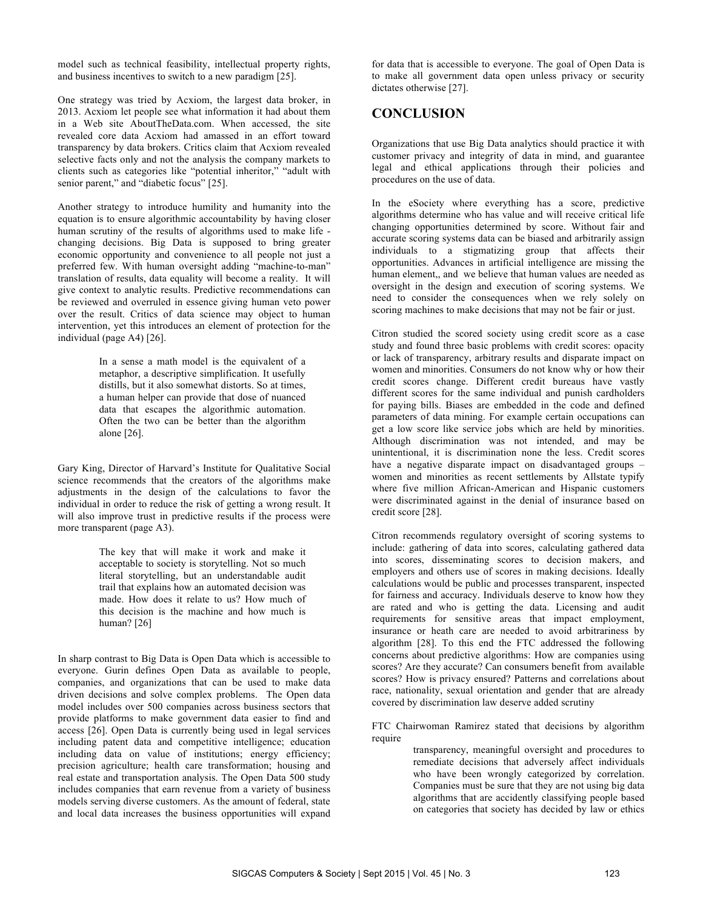model such as technical feasibility, intellectual property rights, and business incentives to switch to a new paradigm [25].

One strategy was tried by Acxiom, the largest data broker, in 2013. Acxiom let people see what information it had about them in a Web site AboutTheData.com. When accessed, the site revealed core data Acxiom had amassed in an effort toward transparency by data brokers. Critics claim that Acxiom revealed selective facts only and not the analysis the company markets to clients such as categories like "potential inheritor," "adult with senior parent," and "diabetic focus" [25].

Another strategy to introduce humility and humanity into the equation is to ensure algorithmic accountability by having closer human scrutiny of the results of algorithms used to make life - changing decisions. Big Data is supposed to bring greater economic opportunity and convenience to all people not just a preferred few. With human oversight adding "machine-to-man" translation of results, data equality will become a reality. It will give context to analytic results. Predictive recommendations can be reviewed and overruled in essence giving human veto power over the result. Critics of data science may object to human intervention, yet this introduces an element of protection for the individual (page A4) [26].

> In a sense a math model is the equivalent of a metaphor, a descriptive simplification. It usefully distills, but it also somewhat distorts. So at times, a human helper can provide that dose of nuanced data that escapes the algorithmic automation. Often the two can be better than the algorithm alone [26].

Gary King, Director of Harvard's Institute for Qualitative Social science recommends that the creators of the algorithms make adjustments in the design of the calculations to favor the individual in order to reduce the risk of getting a wrong result. It will also improve trust in predictive results if the process were more transparent (page A3).

> The key that will make it work and make it acceptable to society is storytelling. Not so much literal storytelling, but an understandable audit trail that explains how an automated decision was made. How does it relate to us? How much of this decision is the machine and how much is human? [26]

In sharp contrast to Big Data is Open Data which is accessible to everyone. Gurin defines Open Data as available to people, companies, and organizations that can be used to make data driven decisions and solve complex problems. The Open data model includes over 500 companies across business sectors that provide platforms to make government data easier to find and access [26]. Open Data is currently being used in legal services including patent data and competitive intelligence; education including data on value of institutions; energy efficiency; precision agriculture; health care transformation; housing and real estate and transportation analysis. The Open Data 500 study includes companies that earn revenue from a variety of business models serving diverse customers. As the amount of federal, state and local data increases the business opportunities will expand for data that is accessible to everyone. The goal of Open Data is to make all government data open unless privacy or security dictates otherwise [27].

## CONCLUSION

Organizations that use Big Data analytics should practice it with customer privacy and integrity of data in mind, and guarantee legal and ethical applications through their policies and procedures on the use of data.

In the eSociety where everything has a score, predictive algorithms determine who has value and will receive critical life changing opportunities determined by score. Without fair and accurate scoring systems data can be biased and arbitrarily assign individuals to a stigmatizing group that affects their opportunities. Advances in artificial intelligence are missing the human element,, and we believe that human values are needed as oversight in the design and execution of scoring systems. We need to consider the consequences when we rely solely on scoring machines to make decisions that may not be fair or just.

Citron studied the scored society using credit score as a case study and found three basic problems with credit scores: opacity or lack of transparency, arbitrary results and disparate impact on women and minorities. Consumers do not know why or how their credit scores change. Different credit bureaus have vastly different scores for the same individual and punish cardholders for paying bills. Biases are embedded in the code and defined parameters of data mining. For example certain occupations can get a low score like service jobs which are held by minorities. Although discrimination was not intended, and may be unintentional, it is discrimination none the less. Credit scores have a negative disparate impact on disadvantaged groups – women and minorities as recent settlements by Allstate typify where five million African-American and Hispanic customers were discriminated against in the denial of insurance based on credit score [28].

Citron recommends regulatory oversight of scoring systems to include: gathering of data into scores, calculating gathered data into scores, disseminating scores to decision makers, and employers and others use of scores in making decisions. Ideally calculations would be public and processes transparent, inspected for fairness and accuracy. Individuals deserve to know how they are rated and who is getting the data. Licensing and audit requirements for sensitive areas that impact employment, insurance or heath care are needed to avoid arbitrariness by algorithm [28]. To this end the FTC addressed the following concerns about predictive algorithms: How are companies using scores? Are they accurate? Can consumers benefit from available scores? How is privacy ensured? Patterns and correlations about race, nationality, sexual orientation and gender that are already covered by discrimination law deserve added scrutiny

FTC Chairwoman Ramirez stated that decisions by algorithm require

> transparency, meaningful oversight and procedures to remediate decisions that adversely affect individuals who have been wrongly categorized by correlation. Companies must be sure that they are not using big data algorithms that are accidently classifying people based on categories that society has decided by law or ethics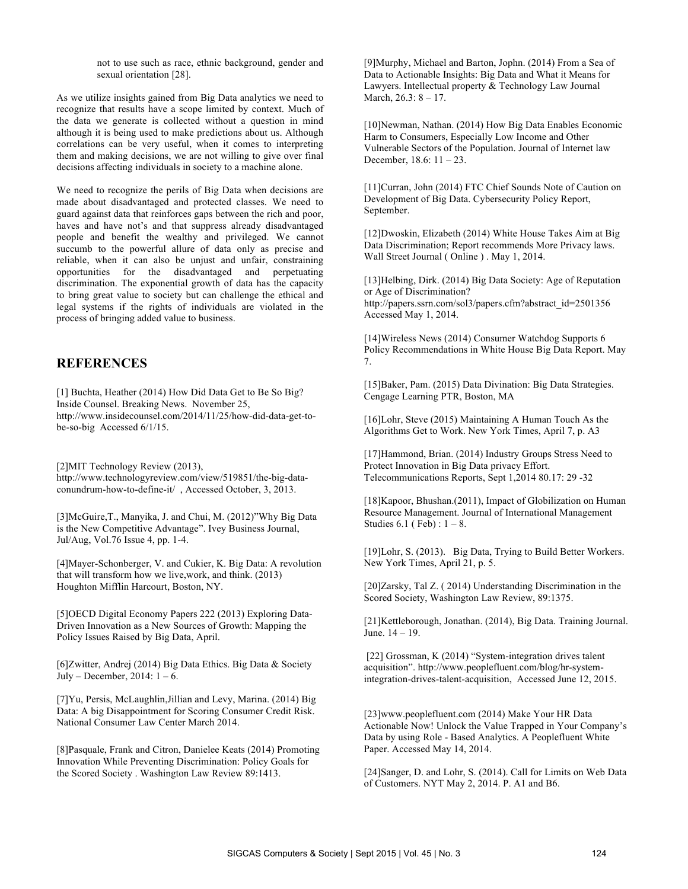not to use such as race, ethnic background, gender and sexual orientation [28].

As we utilize insights gained from Big Data analytics we need to recognize that results have a scope limited by context. Much of the data we generate is collected without a question in mind although it is being used to make predictions about us. Although correlations can be very useful, when it comes to interpreting them and making decisions, we are not willing to give over final decisions affecting individuals in society to a machine alone.

We need to recognize the perils of Big Data when decisions are made about disadvantaged and protected classes. We need to guard against data that reinforces gaps between the rich and poor, haves and have not's and that suppress already disadvantaged people and benefit the wealthy and privileged. We cannot succumb to the powerful allure of data only as precise and reliable, when it can also be unjust and unfair, constraining opportunities for the disadvantaged and perpetuating discrimination. The exponential growth of data has the capacity to bring great value to society but can challenge the ethical and legal systems if the rights of individuals are violated in the process of bringing added value to business.

## REFERENCES

[1] Buchta, Heather (2014) How Did Data Get to Be So Big? Inside Counsel. Breaking News. November 25, http://www.insidecounsel.com/2014/11/25/how-did-data-get-to-be-so-big Accessed 6/1/15.

[2]MIT Technology Review (2013), http://www.technologyreview.com/view/519851/the-big-data-conundrum-how-to-define-it/ , Accessed October, 3, 2013.

[3]McGuire,T., Manyika, J. and Chui, M. (2012)"Why Big Data is the New Competitive Advantage". Ivey Business Journal, Jul/Aug, Vol.76 Issue 4, pp. 1-4.

[4]Mayer-Schonberger, V. and Cukier, K. Big Data: A revolution that will transform how we live,work, and think. (2013) Houghton Mifflin Harcourt, Boston, NY.

[5]OECD Digital Economy Papers 222 (2013) Exploring Data-Driven Innovation as a New Sources of Growth: Mapping the Policy Issues Raised by Big Data, April.

[6]Zwitter, Andrej (2014) Big Data Ethics. Big Data & Society July – December, 2014: 1 – 6.

[7]Yu, Persis, McLaughlin,Jillian and Levy, Marina. (2014) Big Data: A big Disappointment for Scoring Consumer Credit Risk. National Consumer Law Center March 2014.

[8]Pasquale, Frank and Citron, Danielee Keats (2014) Promoting Innovation While Preventing Discrimination: Policy Goals for the Scored Society . Washington Law Review 89:1413.

[9]Murphy, Michael and Barton, Jophn. (2014) From a Sea of Data to Actionable Insights: Big Data and What it Means for Lawyers. Intellectual property & Technology Law Journal March, 26.3: 8 – 17.

[10]Newman, Nathan. (2014) How Big Data Enables Economic Harm to Consumers, Especially Low Income and Other Vulnerable Sectors of the Population. Journal of Internet law December, 18.6: 11 – 23.

[11]Curran, John (2014) FTC Chief Sounds Note of Caution on Development of Big Data. Cybersecurity Policy Report, September.

[12]Dwoskin, Elizabeth (2014) White House Takes Aim at Big Data Discrimination; Report recommends More Privacy laws. Wall Street Journal ( Online ) . May 1, 2014.

[13]Helbing, Dirk. (2014) Big Data Society: Age of Reputation or Age of Discrimination? http://papers.ssrn.com/sol3/papers.cfm?abstract_id=2501356 Accessed May 1, 2014.

[14]Wireless News (2014) Consumer Watchdog Supports 6 Policy Recommendations in White House Big Data Report. May 7.

[15]Baker, Pam. (2015) Data Divination: Big Data Strategies. Cengage Learning PTR, Boston, MA

[16]Lohr, Steve (2015) Maintaining A Human Touch As the Algorithms Get to Work. New York Times, April 7, p. A3

[17]Hammond, Brian. (2014) Industry Groups Stress Need to Protect Innovation in Big Data privacy Effort. Telecommunications Reports, Sept 1,2014 80.17: 29 -32

[18]Kapoor, Bhushan.(2011), Impact of Globilization on Human Resource Management. Journal of International Management Studies 6.1 ( Feb) : 1 – 8.

[19]Lohr, S. (2013). Big Data, Trying to Build Better Workers. New York Times, April 21, p. 5.

[20]Zarsky, Tal Z. ( 2014) Understanding Discrimination in the Scored Society, Washington Law Review, 89:1375.

[21]Kettleborough, Jonathan. (2014), Big Data. Training Journal. June. 14 – 19.

[22] Grossman, K (2014) "System-integration drives talent acquisition". http://www.peoplefluent.com/blog/hr-system-integration-drives-talent-acquisition, Accessed June 12, 2015.

[23]www.peoplefluent.com (2014) Make Your HR Data Actionable Now! Unlock the Value Trapped in Your Company's Data by using Role - Based Analytics. A Peoplefluent White Paper. Accessed May 14, 2014.

[24]Sanger, D. and Lohr, S. (2014). Call for Limits on Web Data of Customers. NYT May 2, 2014. P. A1 and B6.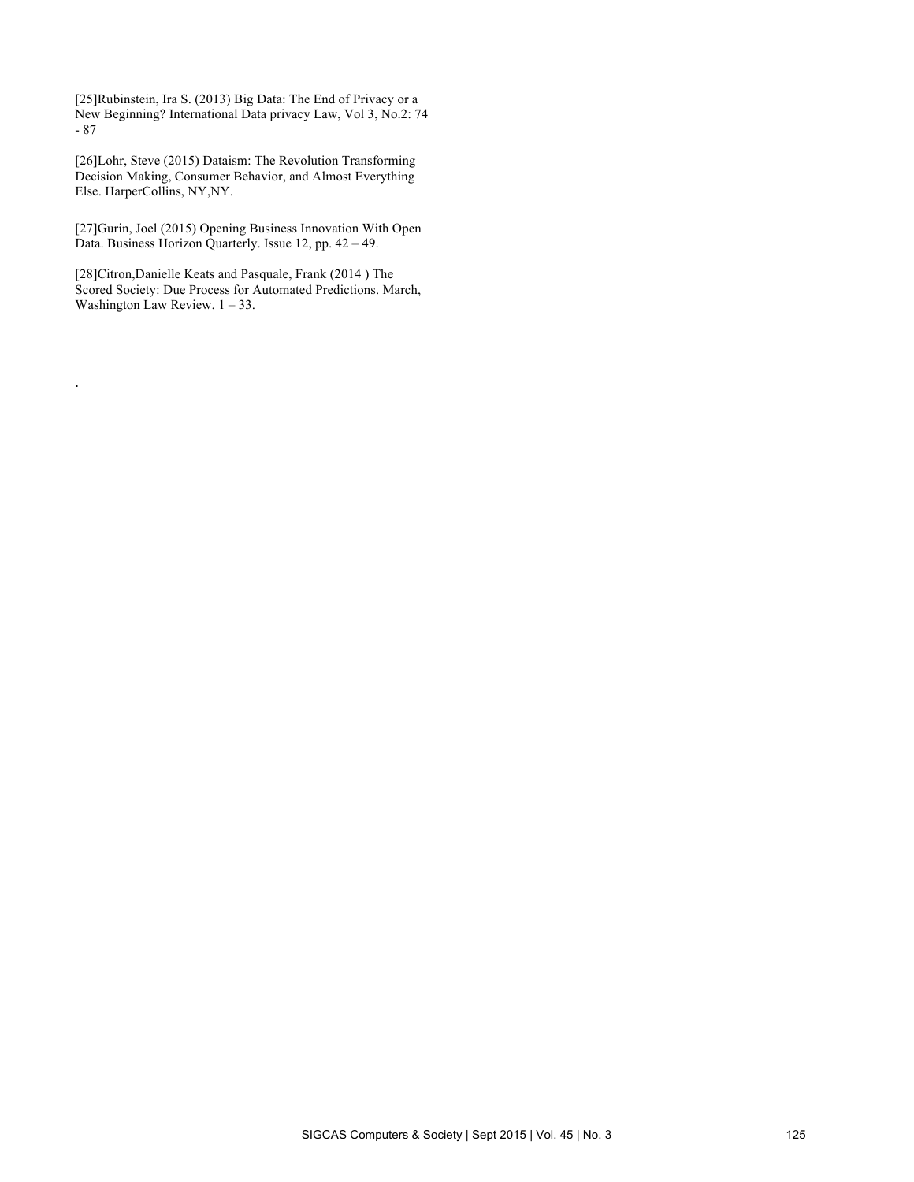[25]Rubinstein, Ira S. (2013) Big Data: The End of Privacy or a New Beginning? International Data privacy Law, Vol 3, No.2: 74 - 87

[26]Lohr, Steve (2015) Dataism: The Revolution Transforming Decision Making, Consumer Behavior, and Almost Everything Else. HarperCollins, NY,NY.

[27]Gurin, Joel (2015) Opening Business Innovation With Open Data. Business Horizon Quarterly. Issue 12, pp. 42 – 49.

[28]Citron,Danielle Keats and Pasquale, Frank (2014 ) The Scored Society: Due Process for Automated Predictions. March, Washington Law Review. 1 – 33.

.